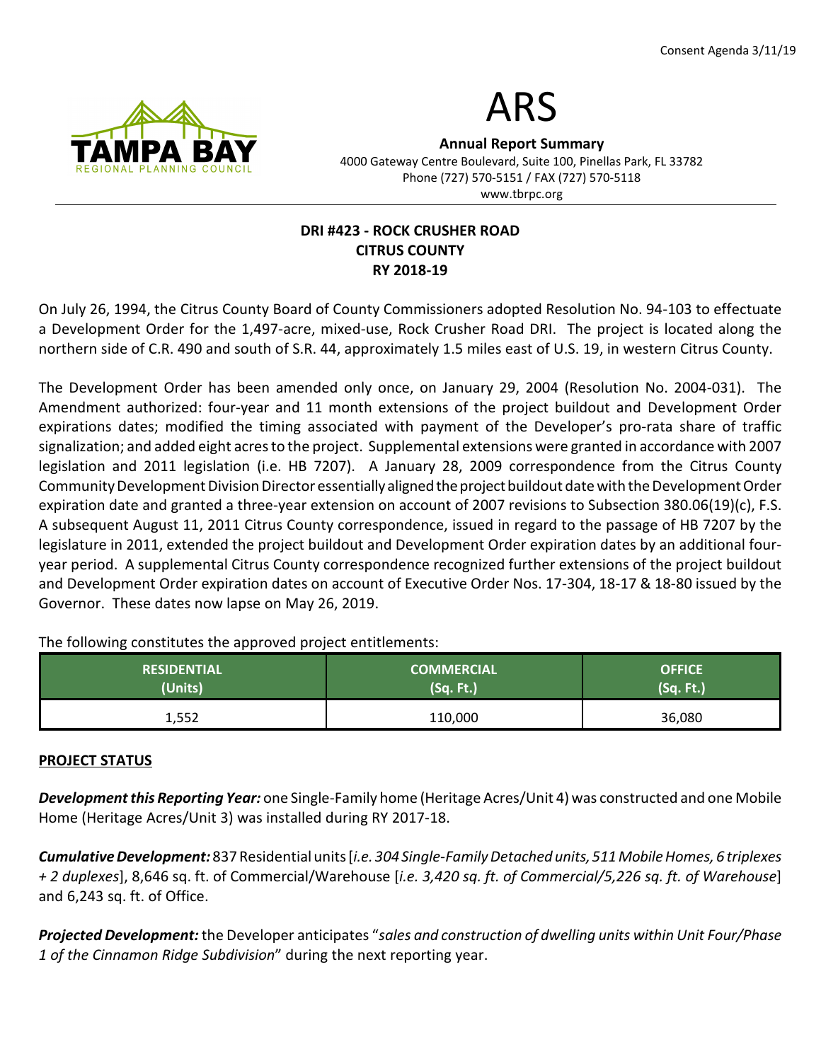Consent Agenda 3/11/19

# ARS

**Annual Report Summary**
4000 Gateway Centre Boulevard, Suite 100, Pinellas Park, FL 33782
Phone (727) 570-5151 / FAX (727) 570-5118
www.tbrpc.org

## DRI #423 - ROCK CRUSHER ROAD
## CITRUS COUNTY
## RY 2018-19

On July 26, 1994, the Citrus County Board of County Commissioners adopted Resolution No. 94-103 to effectuate a Development Order for the 1,497-acre, mixed-use, Rock Crusher Road DRI. The project is located along the northern side of C.R. 490 and south of S.R. 44, approximately 1.5 miles east of U.S. 19, in western Citrus County.

The Development Order has been amended only once, on January 29, 2004 (Resolution No. 2004-031). The Amendment authorized: four-year and 11 month extensions of the project buildout and Development Order expirations dates; modified the timing associated with payment of the Developer's pro-rata share of traffic signalization; and added eight acres to the project. Supplemental extensions were granted in accordance with 2007 legislation and 2011 legislation (i.e. HB 7207). A January 28, 2009 correspondence from the Citrus County Community Development Division Director essentially aligned the project buildout date with the Development Order expiration date and granted a three-year extension on account of 2007 revisions to Subsection 380.06(19)(c), F.S. A subsequent August 11, 2011 Citrus County correspondence, issued in regard to the passage of HB 7207 by the legislature in 2011, extended the project buildout and Development Order expiration dates by an additional four-year period. A supplemental Citrus County correspondence recognized further extensions of the project buildout and Development Order expiration dates on account of Executive Order Nos. 17-304, 18-17 & 18-80 issued by the Governor. These dates now lapse on May 26, 2019.

The following constitutes the approved project entitlements:

| RESIDENTIAL (Units) | COMMERCIAL (Sq. Ft.) | OFFICE (Sq. Ft.) |
|---|---|---|
| 1,552 | 110,000 | 36,080 |

### PROJECT STATUS

***Development this Reporting Year:*** one Single-Family home (Heritage Acres/Unit 4) was constructed and one Mobile Home (Heritage Acres/Unit 3) was installed during RY 2017-18.

***Cumulative Development:*** 837 Residential units [*i.e. 304 Single-Family Detached units, 511 Mobile Homes, 6 triplexes + 2 duplexes*], 8,646 sq. ft. of Commercial/Warehouse [*i.e. 3,420 sq. ft. of Commercial/5,226 sq. ft. of Warehouse*] and 6,243 sq. ft. of Office.

***Projected Development:*** the Developer anticipates "*sales and construction of dwelling units within Unit Four/Phase 1 of the Cinnamon Ridge Subdivision*" during the next reporting year.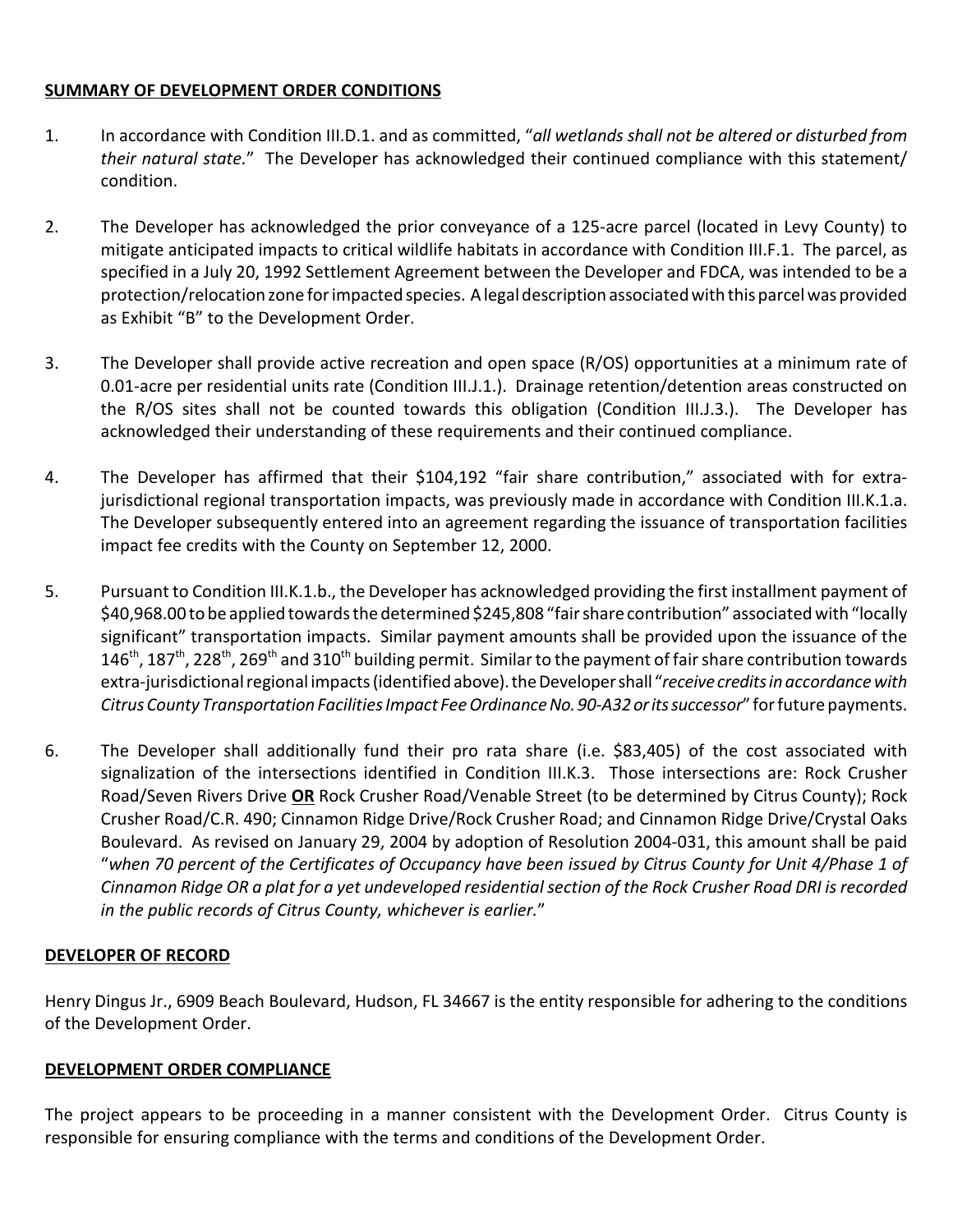**SUMMARY OF DEVELOPMENT ORDER CONDITIONS**

1. In accordance with Condition III.D.1. and as committed, "*all wetlands shall not be altered or disturbed from their natural state.*" The Developer has acknowledged their continued compliance with this statement/ condition.

2. The Developer has acknowledged the prior conveyance of a 125-acre parcel (located in Levy County) to mitigate anticipated impacts to critical wildlife habitats in accordance with Condition III.F.1. The parcel, as specified in a July 20, 1992 Settlement Agreement between the Developer and FDCA, was intended to be a protection/relocation zone for impacted species. A legal description associated with this parcel was provided as Exhibit "B" to the Development Order.

3. The Developer shall provide active recreation and open space (R/OS) opportunities at a minimum rate of 0.01-acre per residential units rate (Condition III.J.1.). Drainage retention/detention areas constructed on the R/OS sites shall not be counted towards this obligation (Condition III.J.3.). The Developer has acknowledged their understanding of these requirements and their continued compliance.

4. The Developer has affirmed that their $104,192 "fair share contribution," associated with for extra-jurisdictional regional transportation impacts, was previously made in accordance with Condition III.K.1.a. The Developer subsequently entered into an agreement regarding the issuance of transportation facilities impact fee credits with the County on September 12, 2000.

5. Pursuant to Condition III.K.1.b., the Developer has acknowledged providing the first installment payment of $40,968.00 to be applied towards the determined $245,808 "fair share contribution" associated with "locally significant" transportation impacts. Similar payment amounts shall be provided upon the issuance of the 146th, 187th, 228th, 269th and 310th building permit. Similar to the payment of fair share contribution towards extra-jurisdictional regional impacts (identified above). the Developer shall "*receive credits in accordance with Citrus County Transportation Facilities Impact Fee Ordinance No. 90-A32 or its successor*" for future payments.

6. The Developer shall additionally fund their pro rata share (i.e. $83,405) of the cost associated with signalization of the intersections identified in Condition III.K.3. Those intersections are: Rock Crusher Road/Seven Rivers Drive **OR** Rock Crusher Road/Venable Street (to be determined by Citrus County); Rock Crusher Road/C.R. 490; Cinnamon Ridge Drive/Rock Crusher Road; and Cinnamon Ridge Drive/Crystal Oaks Boulevard. As revised on January 29, 2004 by adoption of Resolution 2004-031, this amount shall be paid "*when 70 percent of the Certificates of Occupancy have been issued by Citrus County for Unit 4/Phase 1 of Cinnamon Ridge OR a plat for a yet undeveloped residential section of the Rock Crusher Road DRI is recorded in the public records of Citrus County, whichever is earlier.*"

**DEVELOPER OF RECORD**

Henry Dingus Jr., 6909 Beach Boulevard, Hudson, FL 34667 is the entity responsible for adhering to the conditions of the Development Order.

**DEVELOPMENT ORDER COMPLIANCE**

The project appears to be proceeding in a manner consistent with the Development Order. Citrus County is responsible for ensuring compliance with the terms and conditions of the Development Order.